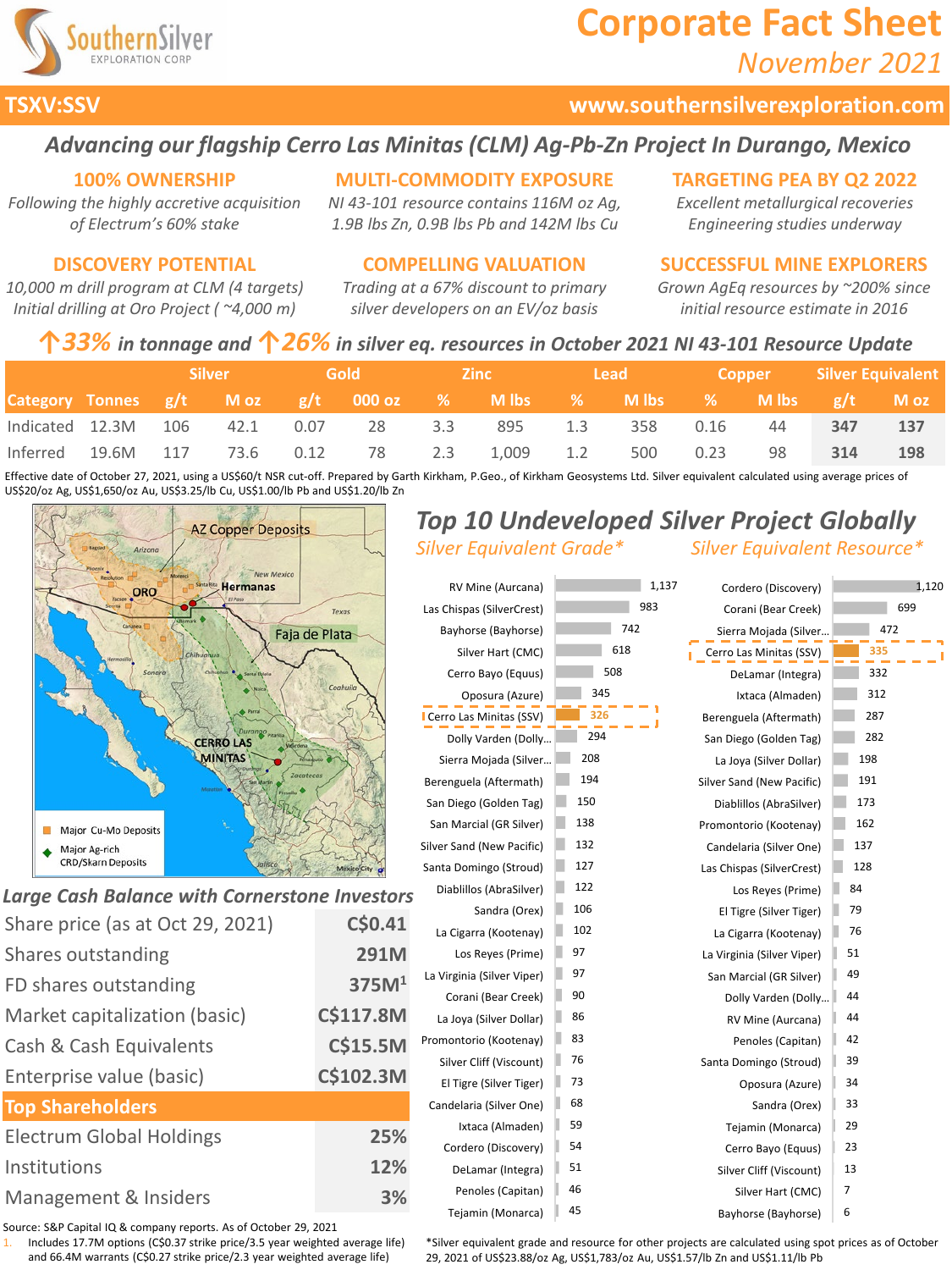# SouthernSilver EXPLORATION CORP

# Corporate Fact Sheet

*November 2021*

**TSXV:SSV** — **www.southernsilverexploration.com**

## *Advancing our flagship Cerro Las Minitas (CLM) Ag-Pb-Zn Project In Durango, Mexico*

### 100% OWNERSHIP
*Following the highly accretive acquisition of Electrum's 60% stake*

### MULTI-COMMODITY EXPOSURE
*NI 43-101 resource contains 116M oz Ag, 1.9B lbs Zn, 0.9B lbs Pb and 142M lbs Cu*

### TARGETING PEA BY Q2 2022
*Excellent metallurgical recoveries Engineering studies underway*

### DISCOVERY POTENTIAL
*10,000 m drill program at CLM (4 targets) Initial drilling at Oro Project ( ~4,000 m)*

### COMPELLING VALUATION
*Trading at a 67% discount to primary silver developers on an EV/oz basis*

### SUCCESSFUL MINE EXPLORERS
*Grown AgEq resources by ~200% since initial resource estimate in 2016*

### ↑33% in tonnage and ↑26% in silver eq. resources in October 2021 NI 43-101 Resource Update

| | | Silver | | Gold | | Zinc | | Lead | | Copper | | Silver Equivalent | |
|---|---|---|---|---|---|---|---|---|---|---|---|---|---|
| Category | Tonnes | g/t | M oz | g/t | 000 oz | % | M lbs | % | M lbs | % | M lbs | g/t | M oz |
| Indicated | 12.3M | 106 | 42.1 | 0.07 | 28 | 3.3 | 895 | 1.3 | 358 | 0.16 | 44 | **347** | **137** |
| Inferred | 19.6M | 117 | 73.6 | 0.12 | 78 | 2.3 | 1,009 | 1.2 | 500 | 0.23 | 98 | **314** | **198** |

Effective date of October 27, 2021, using a US$60/t NSR cut-off. Prepared by Garth Kirkham, P.Geo., of Kirkham Geosystems Ltd. Silver equivalent calculated using average prices of US$20/oz Ag, US$1,650/oz Au, US$3.25/lb Cu, US$1.00/lb Pb and US$1.20/lb Zn

AZ Copper Deposits
ORO
Hermanas
Faja de Plata
CERRO LAS MINITAS
Major Cu-Mo Deposits
Major Ag-rich CRD/Skarn Deposits

## *Large Cash Balance with Cornerstone Investors*

| | |
|---|---|
| Share price (as at Oct 29, 2021) | **C$0.41** |
| Shares outstanding | **291M** |
| FD shares outstanding | **375M**[1] |
| Market capitalization (basic) | **C$117.8M** |
| Cash & Cash Equivalents | **C$15.5M** |
| Enterprise value (basic) | **C$102.3M** |
| **Top Shareholders** | |
| Electrum Global Holdings | **25%** |
| Institutions | **12%** |
| Management & Insiders | **3%** |

Source: S&P Capital IQ & company reports. As of October 29, 2021

1. Includes 17.7M options (C$0.37 strike price/3.5 year weighted average life) and 66.4M warrants (C$0.27 strike price/2.3 year weighted average life)

## *Top 10 Undeveloped Silver Project Globally*

*Silver Equivalent Grade**

RV Mine (Aurcana) 1,137
Las Chispas (SilverCrest) 983
Bayhorse (Bayhorse) 742
Silver Hart (CMC) 618
Cerro Bayo (Equus) 508
Oposura (Azure) 345
Cerro Las Minitas (SSV) 326
Dolly Varden (Dolly... 294
Sierra Mojada (Silver... 208
Berenguela (Aftermath) 194
San Diego (Golden Tag) 150
San Marcial (GR Silver) 138
Silver Sand (New Pacific) 132
Santa Domingo (Stroud) 127
Diablillos (AbraSilver) 122
Sandra (Orex) 106
La Cigarra (Kootenay) 102
Los Reyes (Prime) 97
La Virginia (Silver Viper) 97
Corani (Bear Creek) 90
La Joya (Silver Dollar) 86
Promontorio (Kootenay) 83
Silver Cliff (Viscount) 76
El Tigre (Silver Tiger) 73
Candelaria (Silver One) 68
Ixtaca (Almaden) 59
Cordero (Discovery) 54
DeLamar (Integra) 51
Penoles (Capitan) 46
Tejamin (Monarca) 45

*Silver Equivalent Resource**

Cordero (Discovery) 1,120
Corani (Bear Creek) 699
Sierra Mojada (Silver... 472
Cerro Las Minitas (SSV) 335
DeLamar (Integra) 332
Ixtaca (Almaden) 312
Berenguela (Aftermath) 287
San Diego (Golden Tag) 282
La Joya (Silver Dollar) 198
Silver Sand (New Pacific) 191
Diablillos (AbraSilver) 173
Promontorio (Kootenay) 162
Candelaria (Silver One) 137
Las Chispas (SilverCrest) 128
Los Reyes (Prime) 84
El Tigre (Silver Tiger) 79
La Cigarra (Kootenay) 76
La Virginia (Silver Viper) 51
San Marcial (GR Silver) 49
Dolly Varden (Dolly... 44
RV Mine (Aurcana) 44
Penoles (Capitan) 42
Santa Domingo (Stroud) 39
Oposura (Azure) 34
Sandra (Orex) 33
Tejamin (Monarca) 29
Cerro Bayo (Equus) 23
Silver Cliff (Viscount) 13
Silver Hart (CMC) 7
Bayhorse (Bayhorse) 6

*Silver equivalent grade and resource for other projects are calculated using spot prices as of October 29, 2021 of US$23.88/oz Ag, US$1,783/oz Au, US$1.57/lb Zn and US$1.11/lb Pb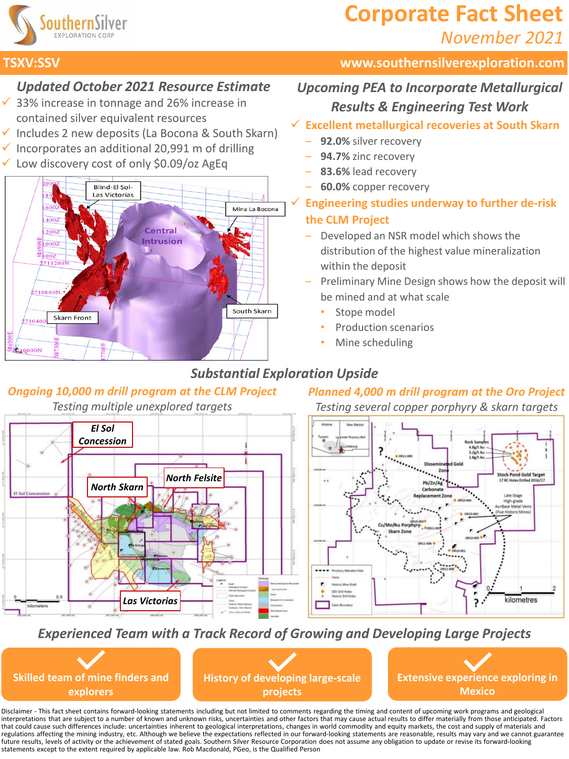# Corporate Fact Sheet

*November 2021*

**TSXV:SSV** — **www.southernsilverexploration.com**

## *Updated October 2021 Resource Estimate*

- ✓ 33% increase in tonnage and 26% increase in contained silver equivalent resources
- ✓ Includes 2 new deposits (La Bocona & South Skarn)
- ✓ Incorporates an additional 20,991 m of drilling
- ✓ Low discovery cost of only $0.09/oz AgEq

Blind-El Sol-Las Victorias

Mina La Bocona

Central Intrusion

Skarn Front

South Skarn

## *Upcoming PEA to Incorporate Metallurgical Results & Engineering Test Work*

- ✓ **Excellent metallurgical recoveries at South Skarn**
  - **92.0%** silver recovery
  - **94.7%** zinc recovery
  - **83.6%** lead recovery
  - **60.0%** copper recovery
- ✓ **Engineering studies underway to further de-risk the CLM Project**
  - Developed an NSR model which shows the distribution of the highest value mineralization within the deposit
  - Preliminary Mine Design shows how the deposit will be mined and at what scale
    - Stope model
    - Production scenarios
    - Mine scheduling

## *Substantial Exploration Upside*

### *Ongoing 10,000 m drill program at the CLM Project*

*Testing multiple unexplored targets*

El Sol Concession

North Skarn

North Felsite

Las Victorias

### *Planned 4,000 m drill program at the Oro Project*

*Testing several copper porphyry & skarn targets*

## *Experienced Team with a Track Record of Growing and Developing Large Projects*

- ✓ **Skilled team of mine finders and explorers**
- ✓ **History of developing large-scale projects**
- ✓ **Extensive experience exploring in Mexico**

Disclaimer - This fact sheet contains forward-looking statements including but not limited to comments regarding the timing and content of upcoming work programs and geological interpretations that are subject to a number of known and unknown risks, uncertainties and other factors that may cause actual results to differ materially from those anticipated. Factors that could cause such differences include: uncertainties inherent to geological interpretations, changes in world commodity and equity markets, the cost and supply of materials and regulations affecting the mining industry, etc. Although we believe the expectations reflected in our forward-looking statements are reasonable, results may vary and we cannot guarantee future results, levels of activity or the achievement of stated goals. Southern Silver Resource Corporation does not assume any obligation to update or revise its forward-looking statements except to the extent required by applicable law. Rob Macdonald, PGeo, is the Qualified Person